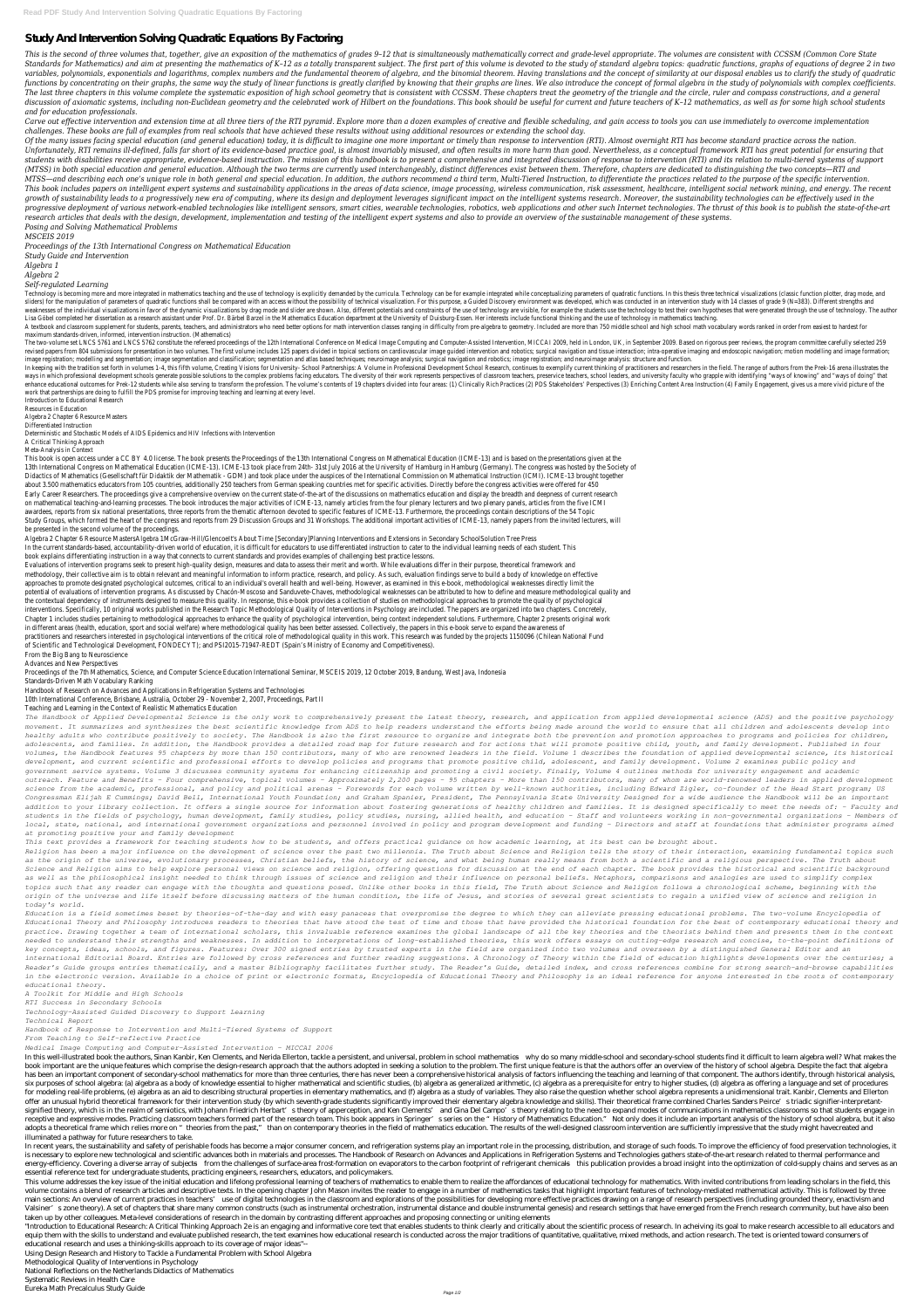# Study And Intervention Solving Quadratic Equations By Factoring

*This is the second of three volumes that, together, give an exposition of the mathematics of grades 9–12 that is simultaneously mathematically correct and grade-level appropriate. The volumes are consistent with CCSSM (Common Core State Standards for Mathematics) and aim at presenting the mathematics of K–12 as a totally transparent subject. The first part of this volume is devoted to the study of standard algebra topics: quadratic functions, graphs of equations of degree 2 in two variables, polynomials, exponentials and logarithms, complex numbers and the fundamental theorem of algebra, and the binomial theorem. Having translations and the concept of similarity at our disposal enables us to clarify the study of quadratic functions by concentrating on their graphs, the same way the study of linear functions is greatly clarified by knowing that their graphs are lines. We also introduce the concept of formal algebra in the study of polynomials with complex coefficients. The last three chapters in this volume complete the systematic exposition of high school geometry that is consistent with CCSSM. These chapters treat the geometry of the triangle and the circle, ruler and compass constructions, and a general discussion of axiomatic systems, including non-Euclidean geometry and the celebrated work of Hilbert on the foundations. This book should be useful for current and future teachers of K–12 mathematics, as well as for some high school students and for education professionals.*

*Carve out effective intervention and extension time at all three tiers of the RTI pyramid. Explore more than a dozen examples of creative and flexible scheduling, and gain access to tools you can use immediately to overcome implementation challenges. These books are full of examples from real schools that have achieved these results without using additional resources or extending the school day.*

*Of the many issues facing special education (and general education) today, it is difficult to imagine one more important or timely than response to intervention (RTI). Almost overnight RTI has become standard practice across the nation. Unfortunately, RTI remains ill-defined, falls far short of its evidence-based practice goal, is almost invariably misused, and often results in more harm than good. Nevertheless, as a conceptual framework RTI has great potential for ensuring that students with disabilities receive appropriate, evidence-based instruction. The mission of this handbook is to present a comprehensive and integrated discussion of response to intervention (RTI) and its relation to multi-tiered systems of support (MTSS) in both special education and general education. Although the two terms are currently used interchangeably, distinct differences exist between them. Therefore, chapters are dedicated to distinguishing the two concepts—RTI and MTSS—and describing each one's unique role in both general and special education. In addition, the authors recommend a third term, Multi-Tiered Instruction, to differentiate the practices related to the purpose of the specific intervention. This book includes papers on intelligent expert systems and sustainability applications in the areas of data science, image processing, wireless communication, risk assessment, healthcare, intelligent social network mining, and energy. The recent growth of sustainability leads to a progressively new era of computing, where its design and deployment leverages significant impact on the intelligent systems research. Moreover, the sustainability technologies can be effectively used in the progressive deployment of various network-enabled technologies like intelligent sensors, smart cities, wearable technologies, robotics, web applications and other such Internet technologies. The thrust of this book is to publish the state-of-the-art research articles that deals with the design, development, implementation and testing of the intelligent expert systems and also to provide an overview of the sustainable management of these systems.*

*Posing and Solving Mathematical Problems*

*MSCEIS 2019*

*Proceedings of the 13th International Congress on Mathematical Education*

*Study Guide and Intervention*

*Algebra 1*

*Algebra 2*

*Self-regulated Learning*

Technology is becoming more and more integrated in mathematics teaching and the use of technology is explicitly demanded by the curricula. Technology can be for example integrated while conceptualizing parameters of quadratic functions. In this thesis three technical visualizations (classic function plotter, drag mode, and sliders) for the manipulation of parameters of quadratic functions shall be compared with an access without the possibility of technical visualization. For this purpose, a Guided Discovery environment was developed, which was conducted in an intervention study with 14 classes of grade 9 (N=383). Different strengths and weaknesses of the individual visualizations in favor of the dynamic visualizations by drag mode and slider are shown. Also, different potentials and constraints of the use of technology are visible, for example the students use the technology to test their own hypotheses that were generated through the use of technology. The author Lisa Göbel completed her dissertation as a research assistant under Prof. Dr. Bärbel Barzel in the Mathematics Education department at the University of Duisburg-Essen. Her interests include functional thinking and the use of technology in mathematics teaching.

A textbook and classroom supplement for students, parents, teachers, and administrators who need better options for math intervention classes ranging in difficulty from pre-algebra to geometry. Included are more than 750 middle school and high school math vocabulary words ranked in order from easiest to hardest for maximum standards-driven, informed, intervention instruction. (Mathematics)

The two-volume set LNCS 5761 and LNCS 5762 constitute the refereed proceedings of the 12th International Conference on Medical Image Computing and Computer-Assisted Intervention, MICCAI 2009, held in London, UK, in September 2009. Based on rigorous peer reviews, the program committee carefully selected 259 revised papers from 804 submissions for presentation in two volumes. The first volume includes 125 papers divided in topical sections on cardiovascular image guided intervention and robotics; surgical navigation and tissue interaction; intra-operative imaging and endoscopic navigation; motion modelling and image formation; image registration; modelling and segmentation; image segmentation and classification; segmentation and atlas based techniques; neuroimage analysis; surgical navigation and robotics; image registration; and neuroimage analysis: structure and function.

In keeping with the tradition set forth in volumes 1-4, this fifth volume, Creating Visions for University- School Partnerships: A Volume in Professional Development School Research, continues to exemplify current thinking of practitioners and researchers in the field. The range of authors from the Prek-16 arena illustrates the ways in which professional development schools generate possible solutions to the complex problems facing educators. The diversity of their work represents perspectives of classroom teachers, preservice teachers, school leaders, and university faculty who grapple with identifying "ways of knowing" and "ways of doing" that enhance educational outcomes for Prek-12 students while also serving to transform the profession. The volume's contents of 19 chapters divided into four areas: (1) Clinically Rich Practices (2) PDS Stakeholders' Perspectives (3) Enriching Content Area Instruction (4) Family Engagement, gives us a more vivid picture of the work that partnerships are doing to fulfill the PDS promise for improving teaching and learning at every level.

Introduction to Educational Research

Resources in Education

Algebra 2 Chapter 6 Resource Masters

Differentiated Instruction

Deterministic and Stochastic Models of AIDS Epidemics and HIV Infections with Intervention

A Critical Thinking Approach

Meta-Analysis in Context

This book is open access under a CC BY 4.0 license. The book presents the Proceedings of the 13th International Congress on Mathematical Education (ICME-13) and is based on the presentations given at the 13th International Congress on Mathematical Education (ICME-13). ICME-13 took place from 24th- 31st July 2016 at the University of Hamburg in Hamburg (Germany). The congress was hosted by the Society of Didactics of Mathematics (Gesellschaft für Didaktik der Mathematik - GDM) and took place under the auspices of the International Commission on Mathematical Instruction (ICMI). ICME-13 brought together about 3.500 mathematics educators from 105 countries, additionally 250 teachers from German speaking countries met for specific activities. Directly before the congress activities were offered for 450 Early Career Researchers. The proceedings give a comprehensive overview on the current state-of-the-art of the discussions on mathematics education and display the breadth and deepness of current research on mathematical teaching-and-learning processes. The book introduces the major activities of ICME-13, namely articles from the four plenary lecturers and two plenary panels, articles from the five ICMI awardees, reports from six national presentations, three reports from the thematic afternoon devoted to specific features of ICME-13. Furthermore, the proceedings contain descriptions of the 54 Topic Study Groups, which formed the heart of the congress and reports from 29 Discussion Groups and 31 Workshops. The additional important activities of ICME-13, namely papers from the invited lecturers, will be presented in the second volume of the proceedings.

Algebra 2 Chapter 6 Resource MastersAlgebra 1McGraw-Hill/GlencoeIt's About Time [Secondary]Planning Interventions and Extensions in Secondary SchoolSolution Tree Press

In the current standards-based, accountability-driven world of education, it is difficult for educators to use differentiated instruction to cater to the individual learning needs of each student. This book explains differentiating instruction in a way that connects to current standards and provides examples of challenging best practice lessons.

Evaluations of intervention programs seek to present high-quality design, measures and data to assess their merit and worth. While evaluations differ in their purpose, theoretical framework and methodology, their collective aim is to obtain relevant and meaningful information to inform practice, research, and policy. As such, evaluation findings serve to build a body of knowledge on effective approaches to promote designated psychological outcomes, critical to an individual's overall health and well-being. However, as examined in this e-book, methodological weaknesses directly limit the potential of evaluations of intervention programs. As discussed by Chacón-Moscoso and Sanduvete-Chaves, methodological weaknesses can be attributed to how to define and measure methodological quality and the contextual dependency of instruments designed to measure this quality. In response, this e-book provides a collection of studies on methodological approaches to promote the quality of psychological interventions. Specifically, 10 original works published in the Research Topic Methodological Quality of Interventions in Psychology are included. The papers are organized into two chapters. Concretely, Chapter 1 includes studies pertaining to methodological approaches to enhance the quality of psychological intervention, being context independent solutions. Furthermore, Chapter 2 presents original work in different areas (health, education, sport and social welfare) where methodological quality has been better assessed. Collectively, the papers in this e-book serve to expand the awareness of practitioners and researchers interested in psychological interventions of the critical role of methodological quality in this work. This research was funded by the projects 1150096 (Chilean National Fund of Scientific and Technological Development, FONDECYT); and PSI2015-71947-REDT (Spain's Ministry of Economy and Competitiveness).

From the Big Bang to Neuroscience

Advances and New Perspectives

Proceedings of the 7th Mathematics, Science, and Computer Science Education International Seminar, MSCEIS 2019, 12 October 2019, Bandung, West Java, Indonesia

Standards-Driven Math Vocabulary Ranking

Handbook of Research on Advances and Applications in Refrigeration Systems and Technologies

10th International Conference, Brisbane, Australia, October 29 - November 2, 2007, Proceedings, Part II

Teaching and Learning in the Context of Realistic Mathematics Education

*The Handbook of Applied Developmental Science is the only work to comprehensively present the latest theory, research, and application from applied developmental science (ADS) and the positive psychology movement. It summarizes and synthesizes the best scientific knowledge from ADS to help readers understand the efforts being made around the world to ensure that all children and adolescents develop into healthy adults who contribute positively to society. The Handbook is also the first resource to organize and integrate both the prevention and promotion approaches to programs and policies for children, adolescents, and families. In addition, the Handbook provides a detailed road map for future research and for actions that will promote positive child, youth, and family development. Published in four volumes, the Handbook features 95 chapters by more than 150 contributors, many of who are renowned leaders in the field. Volume 1 describes the foundation of applied developmental science, its historical development, and current scientific and professional efforts to develop policies and programs that promote positive child, adolescent, and family development. Volume 2 examines public policy and government service systems. Volume 3 discusses community systems for enhancing citizenship and promoting a civil society. Finally, Volume 4 outlines methods for university engagement and academic outreach. Feature and Benefits - Four comprehensive, topical volumes - Approximately 2,000 pages - 95 chapters - More than 150 contributors, many of whom are world-renowned leaders in applied development science from the academic, professional, and policy and political arenas - Forewords for each volume written by well-known authorities, including Edward Zigler, co-founder of the Head Start program; US Congressman Elijah E Cummings; David Bell, International Youth Foundation; and Graham Spanier, President, The Pennsylvania State University Designed for a wide audience the Handbook will be an important addition to your library collection. It offers a single source for information about fostering generations of healthy children and families. It is designed specifically to meet the needs of: - Faculty and students in the fields of psychology, human development, family studies, policy studies, nursing, allied health, and education - Staff and volunteers working in non-governmental organizations - Members of local, state, national, and international government organizations and personnel involved in policy and program development and funding - Directors and staff at foundations that administer programs aimed at promoting positive youth and family development*

*This text provides a framework for teaching students how to be students, and offers practical guidance on how academic learning, at its best can be brought about.*

*Religion has been a major influence on the development of science over the past two millennia. The Truth about Science and Religion tells the story of their interaction, examining fundamental topics such as the origin of the universe, evolutionary processes, Christian beliefs, the history of science, and what being human really means from both a scientific and a religious perspective. The Truth about Science and Religion aims to help explore personal views on science and religion, offering questions for discussion at the end of each chapter. The book provides the historical and scientific background as well as the philosophical insight needed to think through issues of science and religion and their influence on personal beliefs. Metaphors, comparisons and analogies are used to simplify complex topics such that any reader can engage with the thoughts and questions posed. Unlike other books in this field, The Truth about Science and Religion follows a chronological scheme, beginning with the origin of the universe and life itself before discussing matters of the human condition, the life of Jesus, and stories of several great scientists to regain a unified view of science and religion in today's world.*

*Education is a field sometimes beset by theories-of-the-day and with easy panaceas that overpromise the degree to which they can alleviate pressing educational problems. The two-volume Encyclopedia of Educational Theory and Philosophy introduces readers to theories that have stood the test of time and those that have provided the historical foundation for the best of contemporary educational theory and practice. Drawing together a team of international scholars, this invaluable reference examines the global landscape of all the key theories and the theorists behind them and presents them in the context needed to understand their strengths and weaknesses. In addition to interpretations of long-established theories, this work offers essays on cutting-edge research and concise, to-the-point definitions of key concepts, ideas, schools, and figures. Features: Over 300 signed entries by trusted experts in the field are organized into two volumes and overseen by a distinguished General Editor and an international Editorial Board. Entries are followed by cross references and further reading suggestions. A Chronology of Theory within the field of education highlights developments over the centuries; a Reader's Guide groups entries thematically, and a master Bibliography facilitates further study. The Reader's Guide, detailed index, and cross references combine for strong search-and-browse capabilities in the electronic version. Available in a choice of print or electronic formats, Encyclopedia of Educational Theory and Philosophy is an ideal reference for anyone interested in the roots of contemporary educational theory.*

*A Toolkit for Middle and High Schools*

*RTI Success in Secondary Schools*

*Technology-Assisted Guided Discovery to Support Learning*

*Technical Report*

*Handbook of Response to Intervention and Multi-Tiered Systems of Support*

*From Teaching to Self-reflective Practice*

*Medical Image Computing and Computer-Assisted Intervention - MICCAI 2006*

In this well-illustrated book the authors, Sinan Kanbir, Ken Clements, and Nerida Ellerton, tackle a persistent, and universal, problem in school mathematics—why do so many middle-school and secondary-school students find it difficult to learn algebra well? What makes the book important are the unique features which comprise the design-research approach that the authors adopted in seeking a solution to the problem. The first unique feature is that the authors offer an overview of the history of school algebra. Despite the fact that algebra has been an important component of secondary-school mathematics for more than three centuries, there has never been a comprehensive historical analysis of factors influencing the teaching and learning of that component. The authors identify, through historical analysis, six purposes of school algebra: (a) algebra as a body of knowledge essential to higher mathematical and scientific studies, (b) algebra as generalized arithmetic, (c) algebra as a prerequisite for entry to higher studies, (d) algebra as offering a language and set of procedures for modeling real-life problems, (e) algebra as an aid to describing structural properties in elementary mathematics, and (f) algebra as a study of variables. They also raise the question whether school algebra represents a unidimensional trait. Kanbir, Clements and Ellerton offer an unusual hybrid theoretical framework for their intervention study (by which seventh-grade students significantly improved their elementary algebra knowledge and skills). Their theoretical frame combined Charles Peirce's triadic signifier-interpretant-signified theory, which is in the realm of semiotics, with Johann Friedrich Herbart's theory of apperception, and Ken Clements' and Gina Del Campo's theory relating to the need to expand modes of communications in mathematics classrooms so that students engage in receptive and expressive modes. Practicing classroom teachers formed part of the research team. This book appears in Springer's series on the "History of Mathematics Education." Not only does it include an important analysis of the history of school algebra, but it also adopts a theoretical frame which relies more on "theories from the past," than on contemporary theories in the field of mathematics education. The results of the well-designed classroom intervention are sufficiently impressive that the study might havecreated and illuminated a pathway for future researchers to take.

In recent years, the sustainability and safety of perishable foods has become a major consumer concern, and refrigeration systems play an important role in the processing, distribution, and storage of such foods. To improve the efficiency of food preservation technologies, it is necessary to explore new technological and scientific advances both in materials and processes. The Handbook of Research on Advances and Applications in Refrigeration Systems and Technologies gathers state-of-the-art research related to thermal performance and energy-efficiency. Covering a diverse array of subjects—from the challenges of surface-area frost-formation on evaporators to the carbon footprint of refrigerant chemicals—this publication provides a broad insight into the optimization of cold-supply chains and serves as an essential reference text for undergraduate students, practicing engineers, researchers, educators, and policymakers.

This volume addresses the key issue of the initial education and lifelong professional learning of teachers of mathematics to enable them to realize the affordances of educational technology for mathematics. With invited contributions from leading scholars in the field, this volume contains a blend of research articles and descriptive texts. In the opening chapter John Mason invites the reader to engage in a number of mathematics tasks that highlight important features of technology-mediated mathematical activity. This is followed by three main sections: An overview of current practices in teachers' use of digital technologies in the classroom and explorations of the possibilities for developing more effective practices drawing on a range of research perspectives (including grounded theory, enactivism and Valsiner's zone theory). A set of chapters that share many common constructs (such as instrumental orchestration, instrumental distance and double instrumental genesis) and research settings that have emerged from the French research community, but have also been taken up by other colleagues. Meta-level considerations of research in the domain by contrasting different approaches and proposing connecting or uniting elements

"Introduction to Educational Research: A Critical Thinking Approach 2e is an engaging and informative core text that enables students to think clearly and critically about the scientific process of research. In acheiving its goal to make research accessible to all educators and equip them with the skills to understand and evaluate published research, the text examines how educational research is conducted across the major traditions of quantitative, qualitative, mixed methods, and action research. The text is oriented toward consumers of educational research and uses a thinking-skills approach to its coverage of major ideas"--

Using Design Research and History to Tackle a Fundamental Problem with School Algebra

Methodological Quality of Interventions in Psychology

National Reflections on the Netherlands Didactics of Mathematics

Systematic Reviews in Health Care

Eureka Math Precalculus Study Guide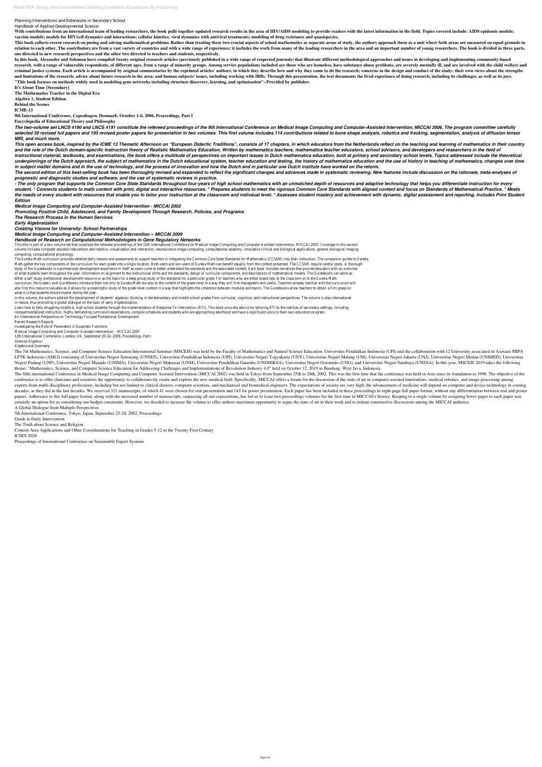Planning Interventions and Extensions in Secondary School

Handbook of Applied Developmental Science

**With contributions from an international team of leading researchers, the book pulls together updated research results in the area of HIV/AIDS modeling to provide readers with the latest information in the field. Topics covered include: AIDS epidemic models; vaccine models; models for HIV/cell dynamics and interactions; cellular kinetics; viral dynamics with antiviral treatments; modeling of drug resistance and quasispecies.**

**This book collects recent research on posing and solving mathematical problems. Rather than treating these two crucial aspects of school mathematics as separate areas of study, the authors approach them as a unit where both areas are measured on equal grounds in relation to each other. The contributors are from a vast variety of countries and with a wide range of experience; it includes the work from many of the leading researchers in the area and an important number of young researchers. The book is divided in three parts, one directed to new research perspectives and the other two directed to teachers and students, respectively.**

**In this book, Alexander and Solomon have compiled twenty original research articles (previously published in a wide range of respected journals) that illustrate different methodological approaches and issues in developing and implementing community-based research, with a range of vulnerable respondents, of different ages, from a range of minority groups. Among service populations included are those who are homeless, have substance abuse problems, are severely mentally ill, and are involved with the child welfare and criminal justice systems. Each article is accompanied by original commentaries by the reprinted articles' authors, in which they describe how and why they came to do the research; concerns in the design and conduct of the study; their own views about the strengths and limitations of the research; advice about future research in the area; and human subjects' issues, including working with IRBs. Through this presentation, the text documents the lived experience of doing research, including its challenges, as well as its joys.**

**"This book focuses on methods widely used in modeling gene networks including structure discovery, learning, and optimization"--Provided by publisher.**

**It's About Time [Secondary]**

**The Mathematics Teacher in the Digital Era**

**Algebra 1, Student Edition**

**Behind the Scenes**

**ICME-13**

**9th International Conference, Copenhagen, Denmark, October 1-6, 2006, Proceedings, Part I**

**Encyclopedia of Educational Theory and Philosophy**

***The two-volume set LNCS 4190 and LNCS 4191 constitute the refereed proceedings of the 9th International Conference on Medical Image Computing and Computer-Assisted Intervention, MICCAI 2006. The program committee carefully selected 39 revised full papers and 193 revised poster papers for presentation in two volumes. This first volume includes 114 contributions related to bone shape analysis, robotics and tracking, segmentation, analysis of diffusion tensor MRI, and much more.***

***This open access book, inspired by the ICME 13 Thematic Afternoon on "European Didactic Traditions", consists of 17 chapters, in which educators from the Netherlands reflect on the teaching and learning of mathematics in their country and the role of the Dutch domain-specific instruction theory of Realistic Mathematics Education. Written by mathematics teachers, mathematics teacher educators, school advisors, and developers and researchers in the field of instructional material, textbooks, and examinations, the book offers a multitude of perspectives on important issues in Dutch mathematics education, both at primary and secondary school levels. Topics addressed include the theoretical underpinnings of the Dutch approach, the subject of mathematics in the Dutch educational system, teacher education and testing, the history of mathematics education and the use of history in teaching of mathematics, changes over time in subject matter domains and in the use of technology, and the process of innovation and how the Dutch and in particular one Dutch institute have worked on the reform.***

***The second edition of this best-selling book has been thoroughly revised and expanded to reflect the significant changes and advances made in systematic reviewing. New features include discussion on the rationale, meta-analyses of prognostic and diagnostic studies and software, and the use of systematic reviews in practice.***

***- The only program that supports the Common Core State Standards throughout four-years of high school mathematics with an unmatched depth of resources and adaptive technology that helps you differentiate instruction for every student. * Connects students to math content with print, digital and interactive resources. * Prepares students to meet the rigorous Common Core Standards with aligned content and focus on Standards of Mathematical Practice. * Meets the needs of every student with resources that enable you to tailor your instruction at the classroom and indivdual level. * Assesses student mastery and achievement with dynamic, digital assessment and reporting. Includes Print Student Edition***

***Medical Image Computing and Computer-Assisted Intervention - MICCAI 2002***

***Promoting Positive Child, Adolescent, and Family Development Through Research, Policies, and Programs***

***The Research Process in the Human Services***

***Early Algebraization***

***Creating Visions for University- School Partnerships***

***Medical Image Computing and Computer-Assisted Intervention -- MICCAI 2009***

***Handbook of Research on Computational Methodologies in Gene Regulatory Networks***

This title is part of a two-volume set that constitute the refereed proceedings of the 10th International Conference on Medical Image Computing and Computer-Assisted Intervention, MICCAI 2007. Coverage in this second volume includes computer assisted intervention and robotics, visualization and interaction, neuroscience image computing, computational anatomy, innovative clinical and biological applications, general biological imaging computing, computational physiology.

The Eureka Math curriculum provides detailed daily lessons and assessments to support teachers in integrating the Common Core State Standards for Mathematics (CCSSM) into their instruction. The companion guides to Eureka Math gather the key components of the curriculum for each grade into a single location. Both users and non-users of Eureka Math can benefit equally from the content presented. The CCSSM require careful study. A thorough study of the Guidebooks is a professional development experience in itself as users come to better understand the standards and the associated content. Each book includes narratives that provide educators with an overview of what students learn throughout the year, information on alignment to the instructional shifts and the standards, design of curricular components, and descriptions of mathematical models. The Guidebooks can serve as either a self-study professional development resource or as the basis for a deep group study of the standards for a particular grade. For teachers who are either brand new to the classroom or to the Eureka Math curriculum, the Grade Level Guidebooks introduce them not only to Eureka Math but also to the content of the grade level in a way they will find manageable and useful. Teachers already familiar with the curriculum will also find this resource valuable as it allows for a meaningful study of the grade level content in a way that highlights the coherence between modules and topics. The Guidebooks allow teachers to obtain a firm grasp on what it is that students should master during the year.

In this volume, the authors address the development of students' algebraic thinking in the elementary and middle school grades from curricular, cognitive, and instructional perspectives. The volume is also international in nature, thus promoting a global dialogue on the topic of early Algebraization.

Learn how to help struggling middle & high school students through the implementation of Response To Intervention (RTI). This book provides advice for tailoring RTI to the realities of secondary settings, including compartmentalized instruction, highly demanding curriculum expectations, complex schedules and students who are approaching adulthood and have a significant voice in their own education program.

An International Perspective on Technology Focused Professional Development

Recent Research Reports

Investigating the Role of Parameters in Quadratic Functions

Medical Image Computing and Computer-Assisted Intervention - MICCAI 2007

12th International Conference, London, UK, September 20-24, 2009, Proceedings, Part I

Glencoe Algebra I

Algebra and Geometry

The 7th Mathematics, Science, and Computer Science Education International Seminar (MSCEIS) was held by the Faculty of Mathematics and Natural Science Education, Universitas Pendidikan Indonesia (UPI) and the collaboration with 12 University associated in Asosiasi MIPA LPTK Indonesia (AMLI) consisting of Universitas Negeri Semarang (UNNES), Universitas Pendidikan Indonesia (UPI), Universitas Negeri Yogyakarta (UNY), Universitas Negeri Malang (UM), Universitas Negeri Jakarta (UNJ), Universitas Negeri Medan (UNIMED), Universitas Negeri Padang (UNP), Universitas Negeri Manado (UNIMA), Universitas Negeri Makassar (UNM), Universitas Pendidikan Ganesha (UNDHIKSA), Universitas Negeri Gorontalo (UNG), and Universitas Negeri Surabaya (UNESA). In this year, MSCEIS 2019 takes the following theme: "Mathematics, Science, and Computer Science Education for Addressing Challenges and Implementations of Revolution-Industry 4.0" held on October 12, 2019 in Bandung, West Java, Indonesia.

The fifth international Conference in Medical Image Computing and Computer Assisted Intervention (MICCAI 2002) was held in Tokyo from September 25th to 28th, 2002. This was the first time that the conference was held in Asia since its foundation in 1998. The objective of the conference is to offer clinicians and scientists the opportunity to collaboratively create and explore the new medical field. Specifically, MICCAI offers a forum for the discussion of the state of art in computer-assisted interentions, medical robotics, and image processing among experts from multi-disciplinary professions, including but not limited to clinical doctors, computer scientists, and mechanical and biomedical engineers. The expectations of society are very high; the advancement of medicine will depend on computer and device technology in coming decades, as they did in the last decades. We received 321 manuscripts, of which 41 were chosen for oral presentation and 143 for poster presentation. Each paper has been included in these proceedings in eight-page full paper format, without any differentiation between oral and poster papers. Adherence to this full paper format, along with the increased number of manuscripts, surpassing all our expectations, has led us to issue two proceedings volumes for the first time in MICCAI's history. Keeping to a single volume by assigning fewer pages to each paper was certainly an option for us considering our budget constraints. However, we decided to increase the volume to offer authors maximum opportunity to argue the state of art in their work and to initiate constructive discussions among the MICCAI audience.

A Global Dialogue from Multiple Perspectives

5th International Conference, Tokyo, Japan, September 25-28, 2002, Proceedings

Guide to Daily Intervention

The Truth about Science and Religion

Content Area Applications and Other Considerations for Teaching in Grades 5-12 in the Twenty-First Century

ICSES 2020

Proceedings of International Conference on Sustainable Expert Systems